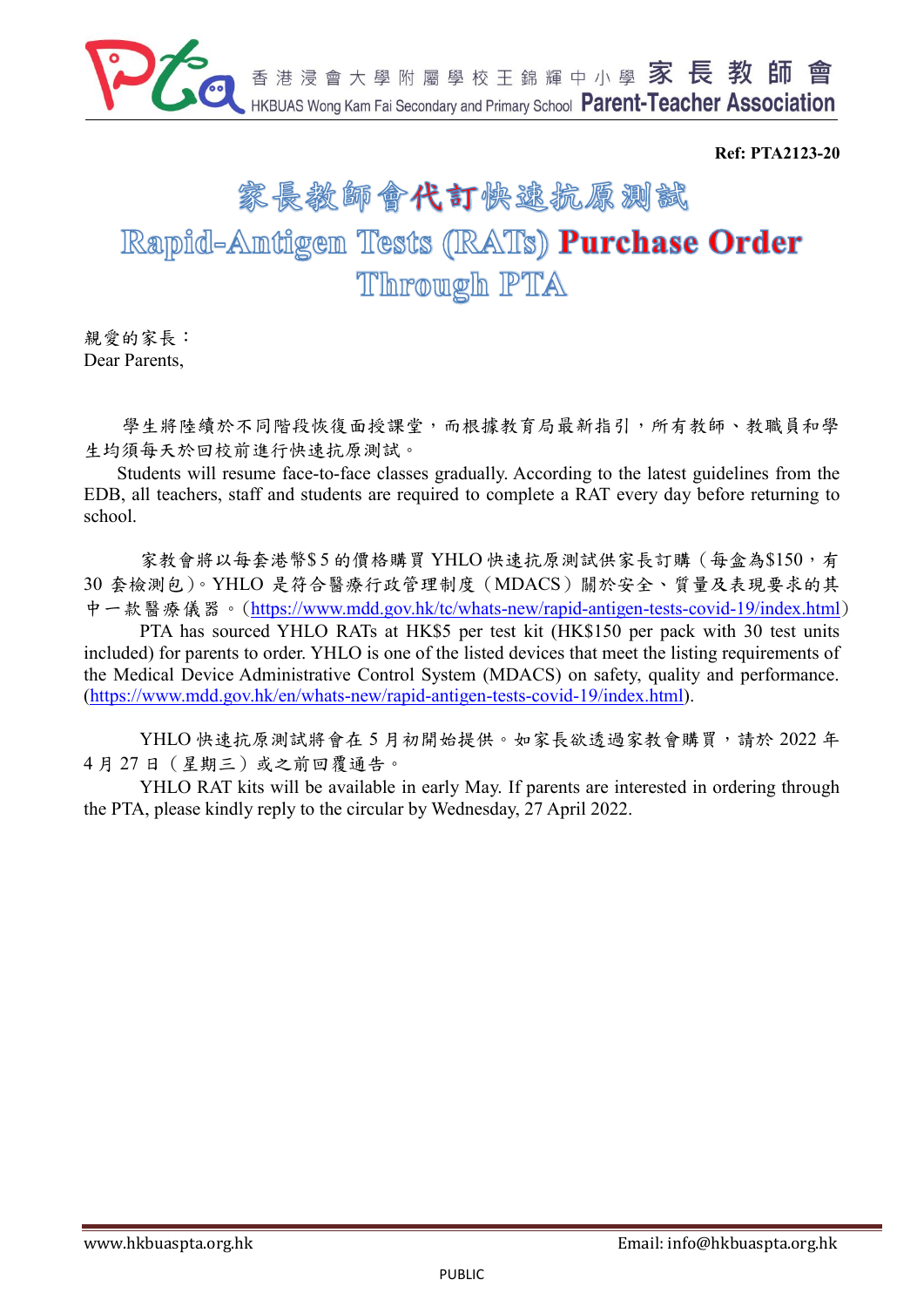香港浸會大學附屬學校王錦輝中小學 家長教師會
HKBUAS Wong Kam Fai Secondary and Primary School Parent-Teacher Association

**Ref: PTA2123-20**

# 家長教師會代訂快速抗原測試

# Rapid-Antigen Tests (RATs) Purchase Order Through PTA

親愛的家長：
Dear Parents,

學生將陸續於不同階段恢復面授課堂，而根據教育局最新指引，所有教師、教職員和學生均須每天於回校前進行快速抗原測試。

Students will resume face-to-face classes gradually. According to the latest guidelines from the EDB, all teachers, staff and students are required to complete a RAT every day before returning to school.

家教會將以每套港幣$5 的價格購買 YHLO 快速抗原測試供家長訂購（每盒為$150，有 30 套檢測包）。YHLO 是符合醫療行政管理制度（MDACS）關於安全、質量及表現要求的其中一款醫療儀器。(https://www.mdd.gov.hk/tc/whats-new/rapid-antigen-tests-covid-19/index.html)

PTA has sourced YHLO RATs at HK$5 per test kit (HK$150 per pack with 30 test units included) for parents to order. YHLO is one of the listed devices that meet the listing requirements of the Medical Device Administrative Control System (MDACS) on safety, quality and performance. (https://www.mdd.gov.hk/en/whats-new/rapid-antigen-tests-covid-19/index.html).

YHLO 快速抗原測試將會在 5 月初開始提供。如家長欲透過家教會購買，請於 2022 年 4 月 27 日（星期三）或之前回覆通告。

YHLO RAT kits will be available in early May. If parents are interested in ordering through the PTA, please kindly reply to the circular by Wednesday, 27 April 2022.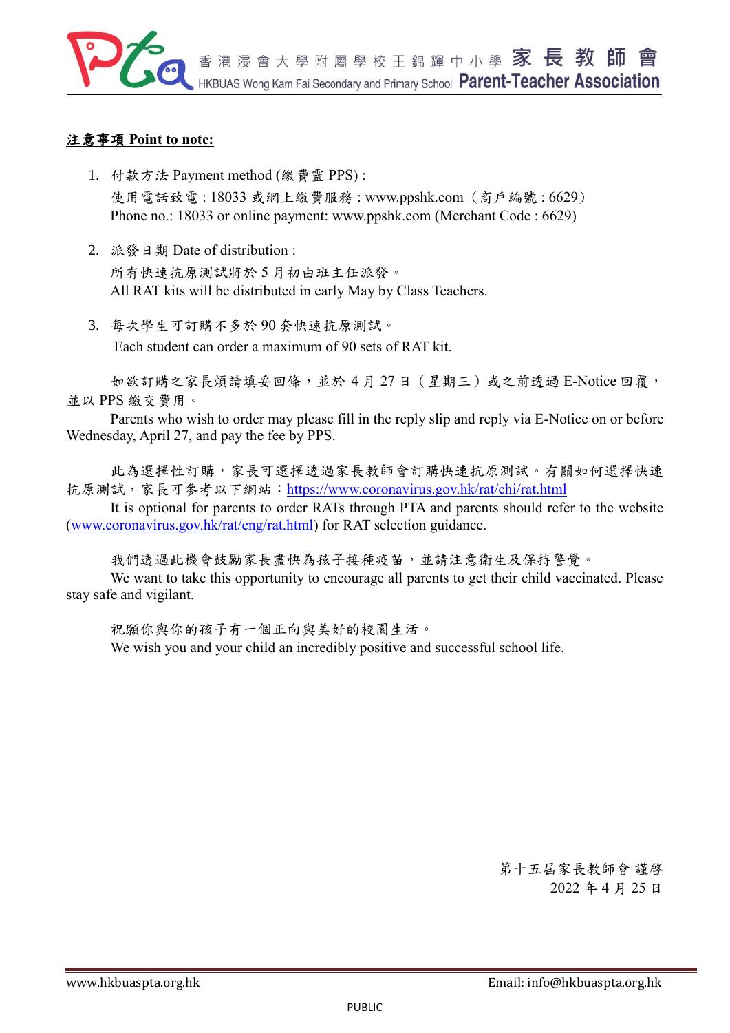**注意事項 Point to note:**

1. 付款方法 Payment method (繳費靈 PPS) :
   使用電話致電 : 18033 或網上繳費服務 : www.ppshk.com（商戶編號 : 6629）
   Phone no.: 18033 or online payment: www.ppshk.com (Merchant Code : 6629)

2. 派發日期 Date of distribution :
   所有快速抗原測試將於 5 月初由班主任派發。
   All RAT kits will be distributed in early May by Class Teachers.

3. 每次學生可訂購不多於 90 套快速抗原測試。
   Each student can order a maximum of 90 sets of RAT kit.

如欲訂購之家長煩請填妥回條，並於 4 月 27 日（星期三）或之前透過 E-Notice 回覆，並以 PPS 繳交費用。

Parents who wish to order may please fill in the reply slip and reply via E-Notice on or before Wednesday, April 27, and pay the fee by PPS.

此為選擇性訂購，家長可選擇透過家長教師會訂購快速抗原測試。有關如何選擇快速抗原測試，家長可參考以下網站：https://www.coronavirus.gov.hk/rat/chi/rat.html

It is optional for parents to order RATs through PTA and parents should refer to the website (www.coronavirus.gov.hk/rat/eng/rat.html) for RAT selection guidance.

我們透過此機會鼓勵家長盡快為孩子接種疫苗，並請注意衛生及保持警覺。

We want to take this opportunity to encourage all parents to get their child vaccinated. Please stay safe and vigilant.

祝願你與你的孩子有一個正向與美好的校園生活。

We wish you and your child an incredibly positive and successful school life.

第十五屆家長教師會 謹啓
2022 年 4 月 25 日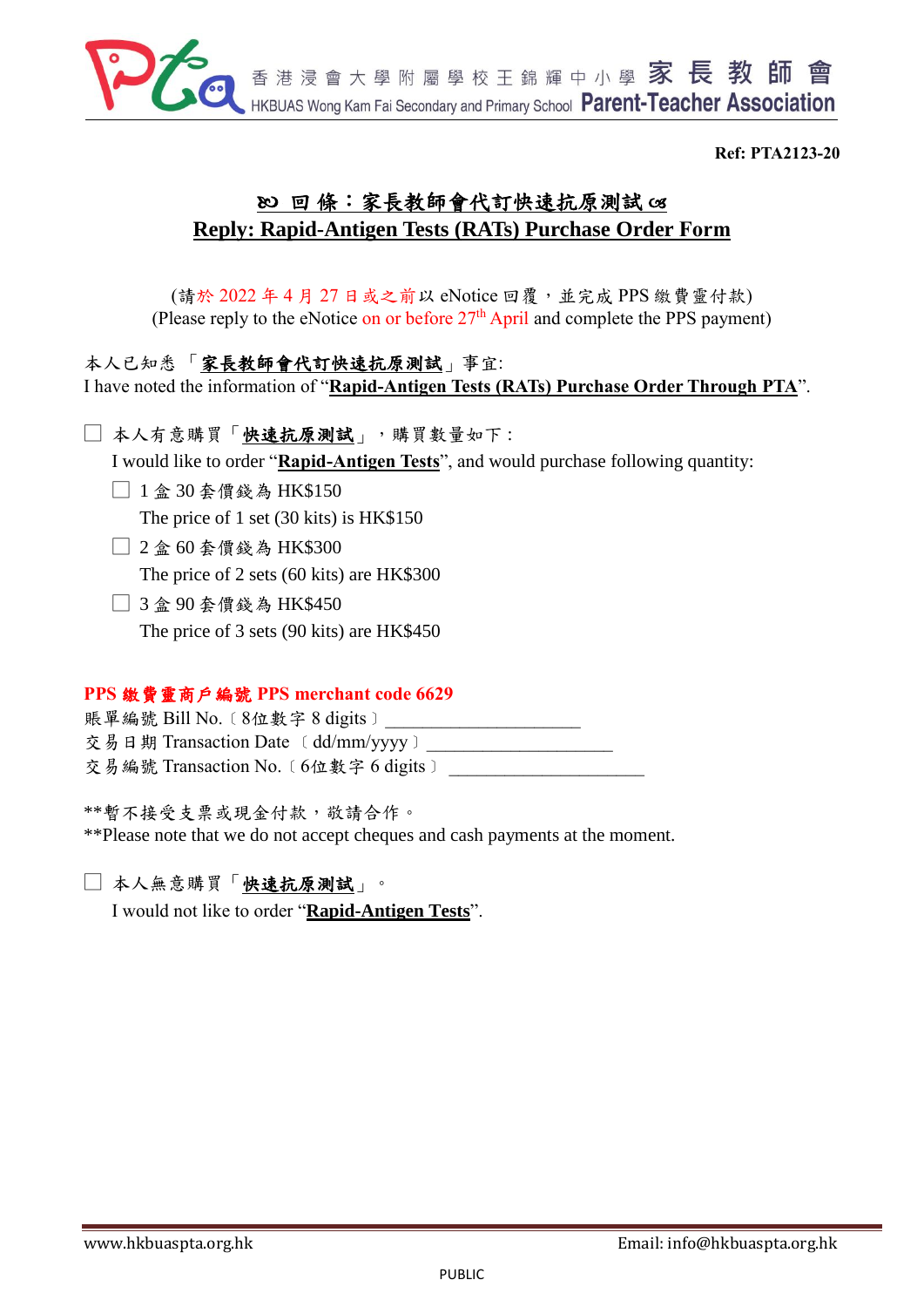Ref: PTA2123-20

## ꕥ 回 條：家長教師會代訂快速抗原測試 ꕥ
## Reply: Rapid-Antigen Tests (RATs) Purchase Order Form

(請於 2022 年 4 月 27 日或之前以 eNotice 回覆，並完成 PPS 繳費靈付款)
(Please reply to the eNotice on or before 27th April and complete the PPS payment)

本人已知悉 「**家長教師會代訂快速抗原測試**」事宜:
I have noted the information of "**Rapid-Antigen Tests (RATs) Purchase Order Through PTA**".

☐ 本人有意購買「**快速抗原測試**」，購買數量如下：
I would like to order "**Rapid-Antigen Tests**", and would purchase following quantity:

- ☐ 1 盒 30 套價錢為 HK$150
  The price of 1 set (30 kits) is HK$150
- ☐ 2 盒 60 套價錢為 HK$300
  The price of 2 sets (60 kits) are HK$300
- ☐ 3 盒 90 套價錢為 HK$450
  The price of 3 sets (90 kits) are HK$450

**PPS 繳費靈商戶編號 PPS merchant code 6629**
賬單編號 Bill No.〔8位數字 8 digits〕 ____________________
交易日期 Transaction Date 〔dd/mm/yyyy〕 ____________________
交易編號 Transaction No.〔6位數字 6 digits〕 ____________________

**暫不接受支票或現金付款，敬請合作。
**Please note that we do not accept cheques and cash payments at the moment.

☐ 本人無意購買「**快速抗原測試**」。
I would not like to order "**Rapid-Antigen Tests**".

www.hkbuaspta.org.hk Email: info@hkbuaspta.org.hk